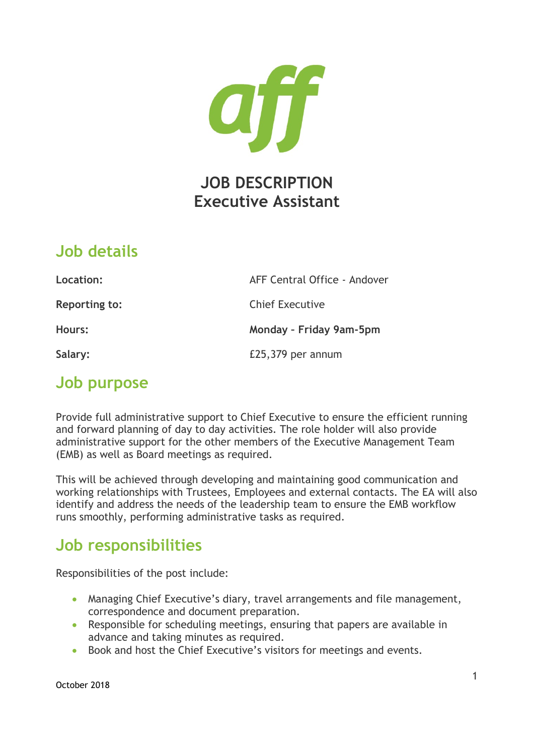# JOB DESCRIPTION
# Executive Assistant

## Job details

| | |
|---|---|
| **Location:** | AFF Central Office - Andover |
| **Reporting to:** | Chief Executive |
| **Hours:** | **Monday - Friday 9am-5pm** |
| **Salary:** | £25,379 per annum |

## Job purpose

Provide full administrative support to Chief Executive to ensure the efficient running and forward planning of day to day activities. The role holder will also provide administrative support for the other members of the Executive Management Team (EMB) as well as Board meetings as required.

This will be achieved through developing and maintaining good communication and working relationships with Trustees, Employees and external contacts. The EA will also identify and address the needs of the leadership team to ensure the EMB workflow runs smoothly, performing administrative tasks as required.

## Job responsibilities

Responsibilities of the post include:

- Managing Chief Executive's diary, travel arrangements and file management, correspondence and document preparation.
- Responsible for scheduling meetings, ensuring that papers are available in advance and taking minutes as required.
- Book and host the Chief Executive's visitors for meetings and events.

October 2018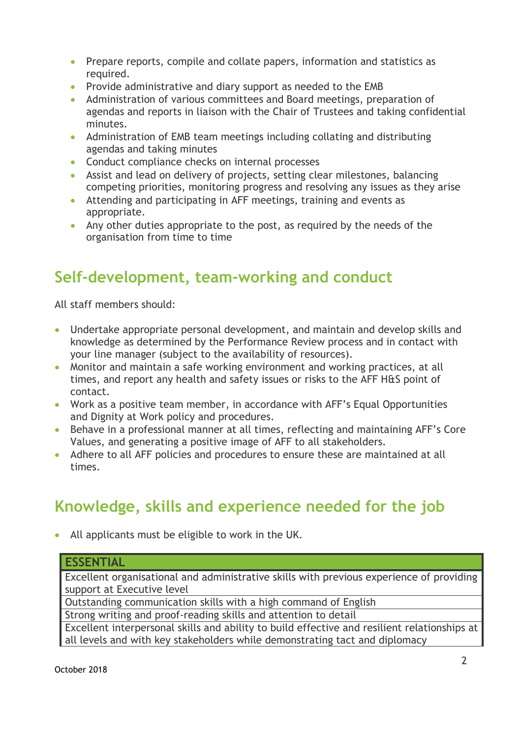- Prepare reports, compile and collate papers, information and statistics as required.
- Provide administrative and diary support as needed to the EMB
- Administration of various committees and Board meetings, preparation of agendas and reports in liaison with the Chair of Trustees and taking confidential minutes.
- Administration of EMB team meetings including collating and distributing agendas and taking minutes
- Conduct compliance checks on internal processes
- Assist and lead on delivery of projects, setting clear milestones, balancing competing priorities, monitoring progress and resolving any issues as they arise
- Attending and participating in AFF meetings, training and events as appropriate.
- Any other duties appropriate to the post, as required by the needs of the organisation from time to time

## Self-development, team-working and conduct

All staff members should:

- Undertake appropriate personal development, and maintain and develop skills and knowledge as determined by the Performance Review process and in contact with your line manager (subject to the availability of resources).
- Monitor and maintain a safe working environment and working practices, at all times, and report any health and safety issues or risks to the AFF H&S point of contact.
- Work as a positive team member, in accordance with AFF's Equal Opportunities and Dignity at Work policy and procedures.
- Behave in a professional manner at all times, reflecting and maintaining AFF's Core Values, and generating a positive image of AFF to all stakeholders.
- Adhere to all AFF policies and procedures to ensure these are maintained at all times.

## Knowledge, skills and experience needed for the job

- All applicants must be eligible to work in the UK.

| ESSENTIAL |
| --- |
| Excellent organisational and administrative skills with previous experience of providing support at Executive level |
| Outstanding communication skills with a high command of English |
| Strong writing and proof-reading skills and attention to detail |
| Excellent interpersonal skills and ability to build effective and resilient relationships at all levels and with key stakeholders while demonstrating tact and diplomacy |

October 2018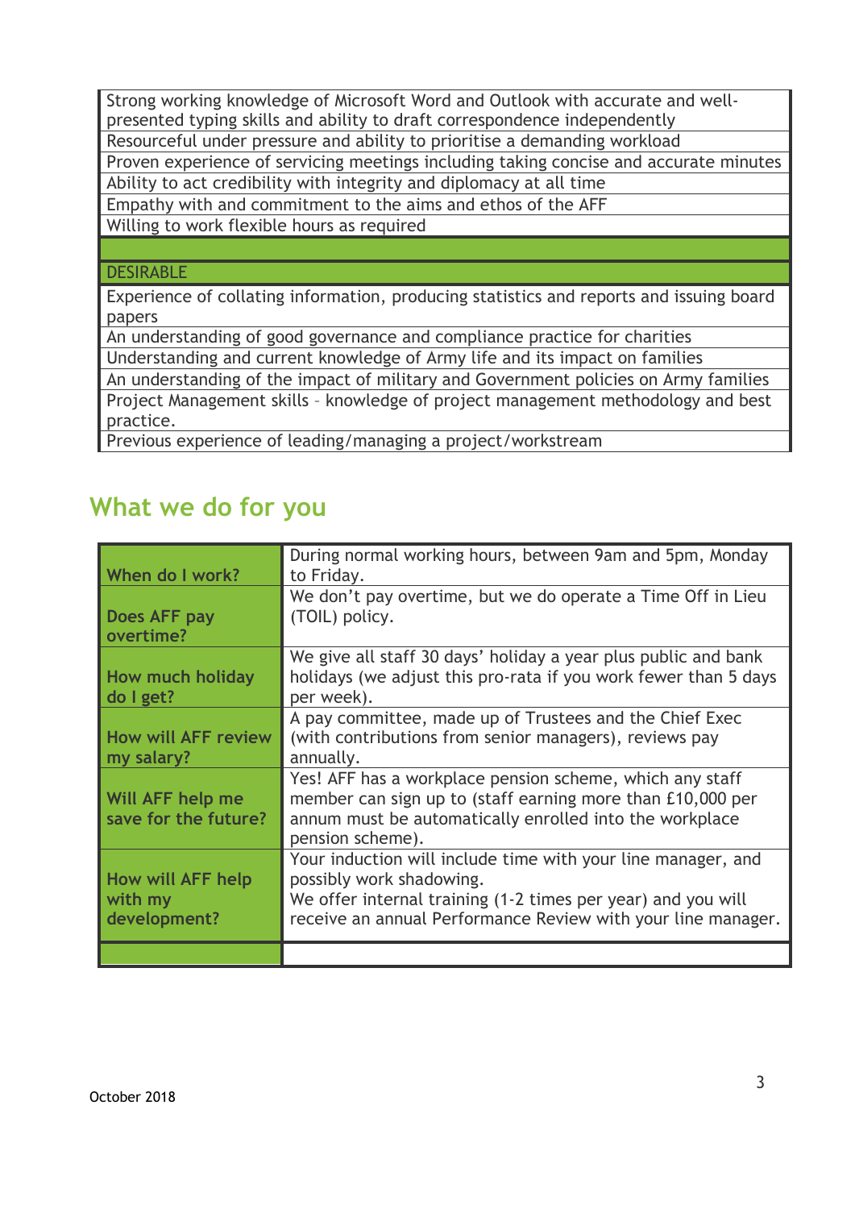| |
|---|
| Strong working knowledge of Microsoft Word and Outlook with accurate and well-presented typing skills and ability to draft correspondence independently |
| Resourceful under pressure and ability to prioritise a demanding workload |
| Proven experience of servicing meetings including taking concise and accurate minutes |
| Ability to act credibility with integrity and diplomacy at all time |
| Empathy with and commitment to the aims and ethos of the AFF |
| Willing to work flexible hours as required |
| |
| DESIRABLE |
| Experience of collating information, producing statistics and reports and issuing board papers |
| An understanding of good governance and compliance practice for charities |
| Understanding and current knowledge of Army life and its impact on families |
| An understanding of the impact of military and Government policies on Army families |
| Project Management skills – knowledge of project management methodology and best practice. |
| Previous experience of leading/managing a project/workstream |

## What we do for you

| | |
|---|---|
| **When do I work?** | During normal working hours, between 9am and 5pm, Monday to Friday. |
| **Does AFF pay overtime?** | We don't pay overtime, but we do operate a Time Off in Lieu (TOIL) policy. |
| **How much holiday do I get?** | We give all staff 30 days' holiday a year plus public and bank holidays (we adjust this pro-rata if you work fewer than 5 days per week). |
| **How will AFF review my salary?** | A pay committee, made up of Trustees and the Chief Exec (with contributions from senior managers), reviews pay annually. |
| **Will AFF help me save for the future?** | Yes! AFF has a workplace pension scheme, which any staff member can sign up to (staff earning more than £10,000 per annum must be automatically enrolled into the workplace pension scheme). |
| **How will AFF help with my development?** | Your induction will include time with your line manager, and possibly work shadowing.<br>We offer internal training (1-2 times per year) and you will receive an annual Performance Review with your line manager. |
| | |

October 2018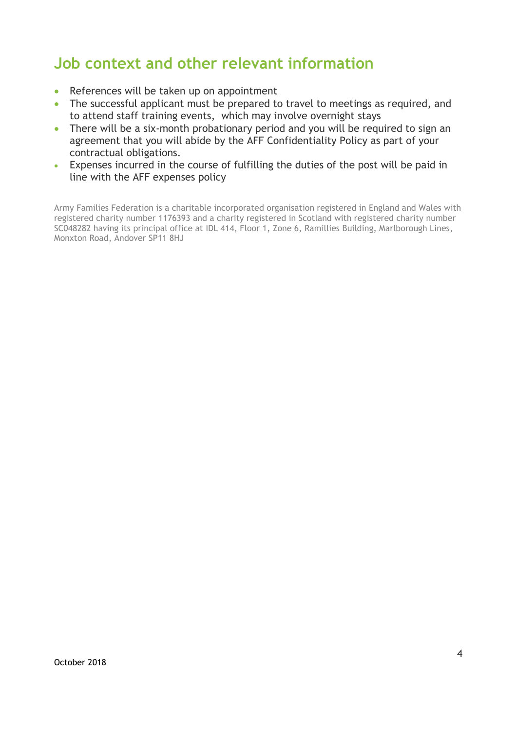## Job context and other relevant information

- References will be taken up on appointment
- The successful applicant must be prepared to travel to meetings as required, and to attend staff training events, which may involve overnight stays
- There will be a six-month probationary period and you will be required to sign an agreement that you will abide by the AFF Confidentiality Policy as part of your contractual obligations.
- Expenses incurred in the course of fulfilling the duties of the post will be paid in line with the AFF expenses policy

Army Families Federation is a charitable incorporated organisation registered in England and Wales with registered charity number 1176393 and a charity registered in Scotland with registered charity number SC048282 having its principal office at IDL 414, Floor 1, Zone 6, Ramillies Building, Marlborough Lines, Monxton Road, Andover SP11 8HJ